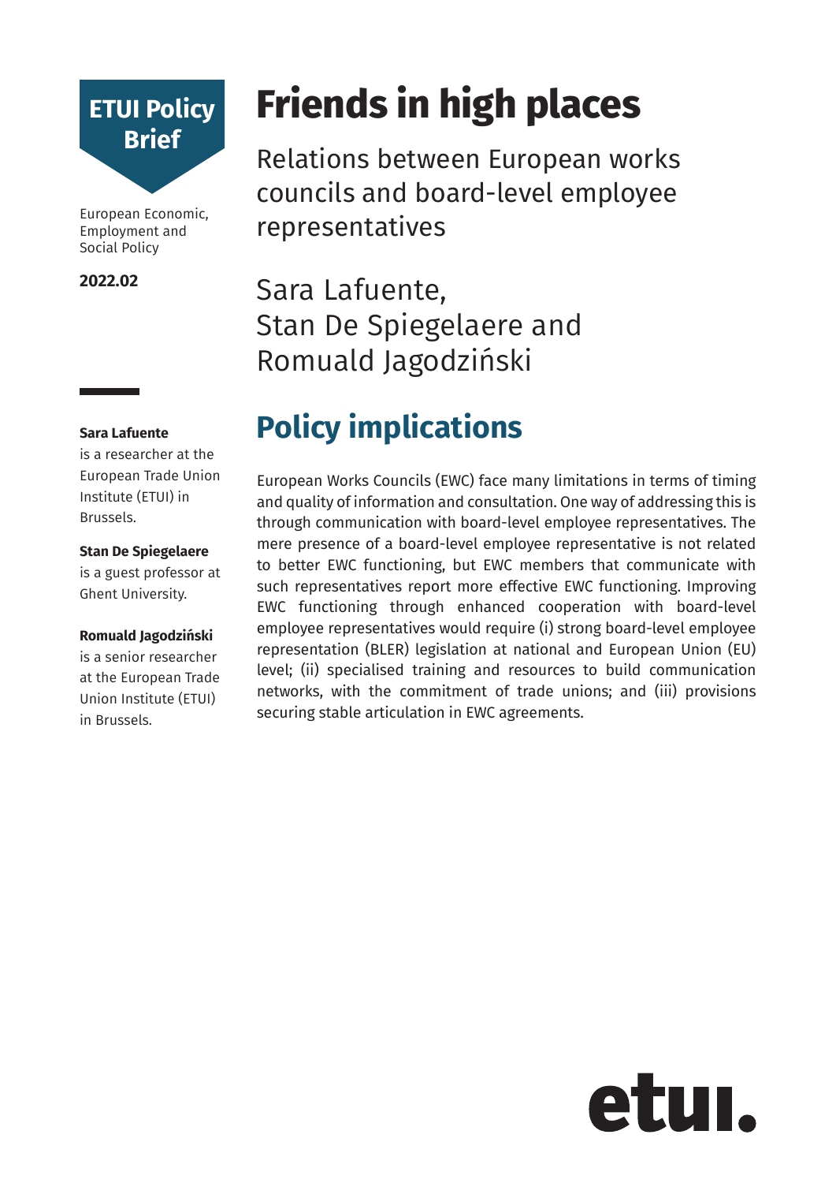**ETUI Policy Brief**

European Economic, Employment and Social Policy

**2022.02**

# Friends in high places

Relations between European works councils and board-level employee representatives

Sara Lafuente,
Stan De Spiegelaere and
Romuald Jagodziński

**Sara Lafuente** is a researcher at the European Trade Union Institute (ETUI) in Brussels.

**Stan De Spiegelaere** is a guest professor at Ghent University.

**Romuald Jagodziński** is a senior researcher at the European Trade Union Institute (ETUI) in Brussels.

## Policy implications

European Works Councils (EWC) face many limitations in terms of timing and quality of information and consultation. One way of addressing this is through communication with board-level employee representatives. The mere presence of a board-level employee representative is not related to better EWC functioning, but EWC members that communicate with such representatives report more effective EWC functioning. Improving EWC functioning through enhanced cooperation with board-level employee representatives would require (i) strong board-level employee representation (BLER) legislation at national and European Union (EU) level; (ii) specialised training and resources to build communication networks, with the commitment of trade unions; and (iii) provisions securing stable articulation in EWC agreements.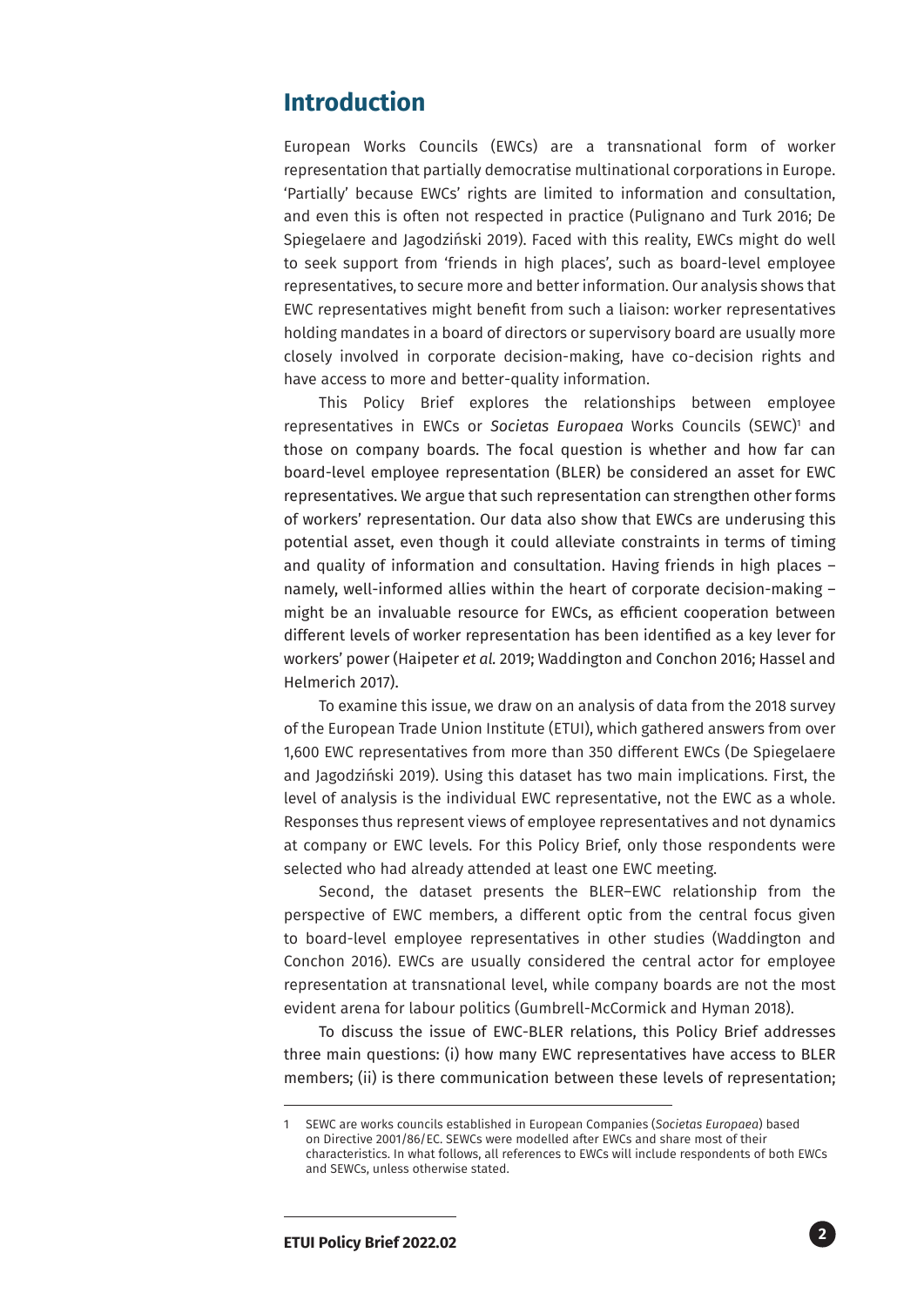## Introduction

European Works Councils (EWCs) are a transnational form of worker representation that partially democratise multinational corporations in Europe. 'Partially' because EWCs' rights are limited to information and consultation, and even this is often not respected in practice (Pulignano and Turk 2016; De Spiegelaere and Jagodziński 2019). Faced with this reality, EWCs might do well to seek support from 'friends in high places', such as board-level employee representatives, to secure more and better information. Our analysis shows that EWC representatives might benefit from such a liaison: worker representatives holding mandates in a board of directors or supervisory board are usually more closely involved in corporate decision-making, have co-decision rights and have access to more and better-quality information.

This Policy Brief explores the relationships between employee representatives in EWCs or *Societas Europaea* Works Councils (SEWC)[1] and those on company boards. The focal question is whether and how far can board-level employee representation (BLER) be considered an asset for EWC representatives. We argue that such representation can strengthen other forms of workers' representation. Our data also show that EWCs are underusing this potential asset, even though it could alleviate constraints in terms of timing and quality of information and consultation. Having friends in high places – namely, well-informed allies within the heart of corporate decision-making – might be an invaluable resource for EWCs, as efficient cooperation between different levels of worker representation has been identified as a key lever for workers' power (Haipeter *et al.* 2019; Waddington and Conchon 2016; Hassel and Helmerich 2017).

To examine this issue, we draw on an analysis of data from the 2018 survey of the European Trade Union Institute (ETUI), which gathered answers from over 1,600 EWC representatives from more than 350 different EWCs (De Spiegelaere and Jagodziński 2019). Using this dataset has two main implications. First, the level of analysis is the individual EWC representative, not the EWC as a whole. Responses thus represent views of employee representatives and not dynamics at company or EWC levels. For this Policy Brief, only those respondents were selected who had already attended at least one EWC meeting.

Second, the dataset presents the BLER–EWC relationship from the perspective of EWC members, a different optic from the central focus given to board-level employee representatives in other studies (Waddington and Conchon 2016). EWCs are usually considered the central actor for employee representation at transnational level, while company boards are not the most evident arena for labour politics (Gumbrell-McCormick and Hyman 2018).

To discuss the issue of EWC-BLER relations, this Policy Brief addresses three main questions: (i) how many EWC representatives have access to BLER members; (ii) is there communication between these levels of representation;

[1] SEWC are works councils established in European Companies (*Societas Europaea*) based on Directive 2001/86/EC. SEWCs were modelled after EWCs and share most of their characteristics. In what follows, all references to EWCs will include respondents of both EWCs and SEWCs, unless otherwise stated.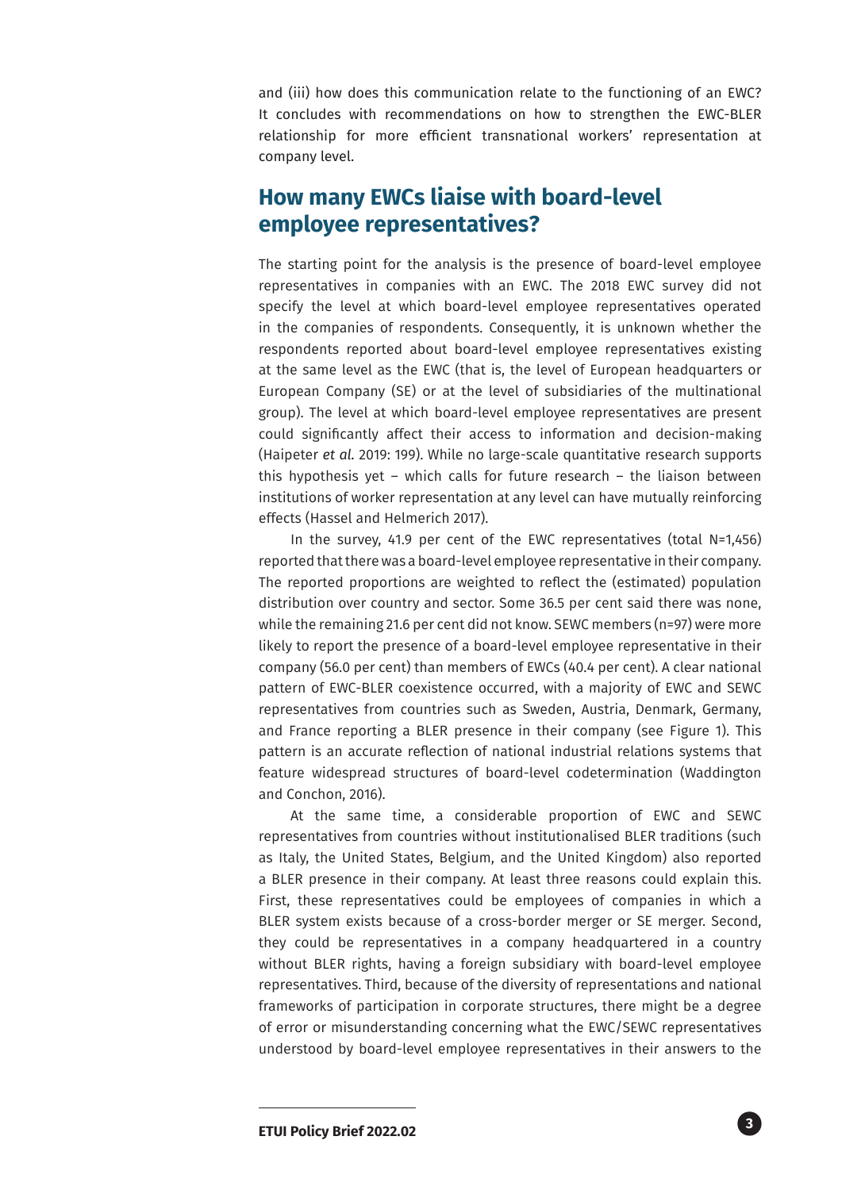and (iii) how does this communication relate to the functioning of an EWC? It concludes with recommendations on how to strengthen the EWC-BLER relationship for more efficient transnational workers' representation at company level.

## How many EWCs liaise with board-level employee representatives?

The starting point for the analysis is the presence of board-level employee representatives in companies with an EWC. The 2018 EWC survey did not specify the level at which board-level employee representatives operated in the companies of respondents. Consequently, it is unknown whether the respondents reported about board-level employee representatives existing at the same level as the EWC (that is, the level of European headquarters or European Company (SE) or at the level of subsidiaries of the multinational group). The level at which board-level employee representatives are present could significantly affect their access to information and decision-making (Haipeter *et al.* 2019: 199). While no large-scale quantitative research supports this hypothesis yet – which calls for future research – the liaison between institutions of worker representation at any level can have mutually reinforcing effects (Hassel and Helmerich 2017).

In the survey, 41.9 per cent of the EWC representatives (total N=1,456) reported that there was a board-level employee representative in their company. The reported proportions are weighted to reflect the (estimated) population distribution over country and sector. Some 36.5 per cent said there was none, while the remaining 21.6 per cent did not know. SEWC members (n=97) were more likely to report the presence of a board-level employee representative in their company (56.0 per cent) than members of EWCs (40.4 per cent). A clear national pattern of EWC-BLER coexistence occurred, with a majority of EWC and SEWC representatives from countries such as Sweden, Austria, Denmark, Germany, and France reporting a BLER presence in their company (see Figure 1). This pattern is an accurate reflection of national industrial relations systems that feature widespread structures of board-level codetermination (Waddington and Conchon, 2016).

At the same time, a considerable proportion of EWC and SEWC representatives from countries without institutionalised BLER traditions (such as Italy, the United States, Belgium, and the United Kingdom) also reported a BLER presence in their company. At least three reasons could explain this. First, these representatives could be employees of companies in which a BLER system exists because of a cross-border merger or SE merger. Second, they could be representatives in a company headquartered in a country without BLER rights, having a foreign subsidiary with board-level employee representatives. Third, because of the diversity of representations and national frameworks of participation in corporate structures, there might be a degree of error or misunderstanding concerning what the EWC/SEWC representatives understood by board-level employee representatives in their answers to the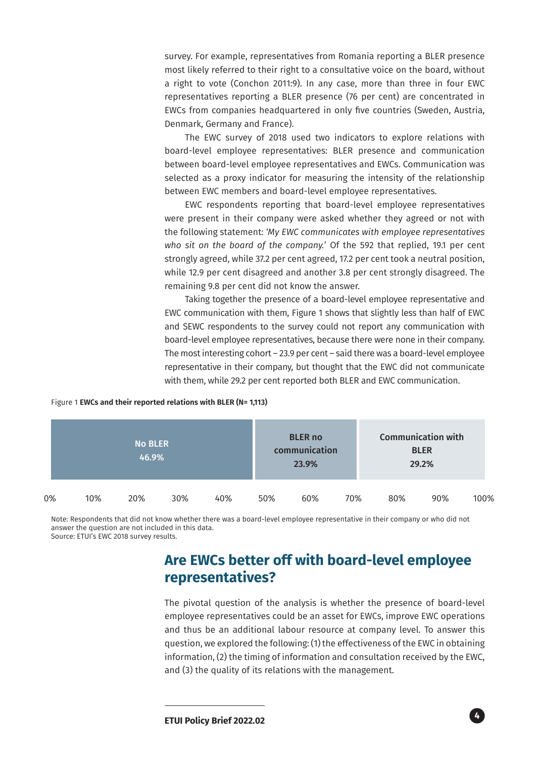survey. For example, representatives from Romania reporting a BLER presence most likely referred to their right to a consultative voice on the board, without a right to vote (Conchon 2011:9). In any case, more than three in four EWC representatives reporting a BLER presence (76 per cent) are concentrated in EWCs from companies headquartered in only five countries (Sweden, Austria, Denmark, Germany and France).

The EWC survey of 2018 used two indicators to explore relations with board-level employee representatives: BLER presence and communication between board-level employee representatives and EWCs. Communication was selected as a proxy indicator for measuring the intensity of the relationship between EWC members and board-level employee representatives.

EWC respondents reporting that board-level employee representatives were present in their company were asked whether they agreed or not with the following statement: *'My EWC communicates with employee representatives who sit on the board of the company.'* Of the 592 that replied, 19.1 per cent strongly agreed, while 37.2 per cent agreed, 17.2 per cent took a neutral position, while 12.9 per cent disagreed and another 3.8 per cent strongly disagreed. The remaining 9.8 per cent did not know the answer.

Taking together the presence of a board-level employee representative and EWC communication with them, Figure 1 shows that slightly less than half of EWC and SEWC respondents to the survey could not report any communication with board-level employee representatives, because there were none in their company. The most interesting cohort – 23.9 per cent – said there was a board-level employee representative in their company, but thought that the EWC did not communicate with them, while 29.2 per cent reported both BLER and EWC communication.

Figure 1 **EWCs and their reported relations with BLER (N= 1,113)**

| No BLER | BLER no communication | Communication with BLER |
|---|---|---|
| 46.9% | 23.9% | 29.2% |

Note: Respondents that did not know whether there was a board-level employee representative in their company or who did not answer the question are not included in this data.
Source: ETUI's EWC 2018 survey results.

## Are EWCs better off with board-level employee representatives?

The pivotal question of the analysis is whether the presence of board-level employee representatives could be an asset for EWCs, improve EWC operations and thus be an additional labour resource at company level. To answer this question, we explored the following: (1) the effectiveness of the EWC in obtaining information, (2) the timing of information and consultation received by the EWC, and (3) the quality of its relations with the management.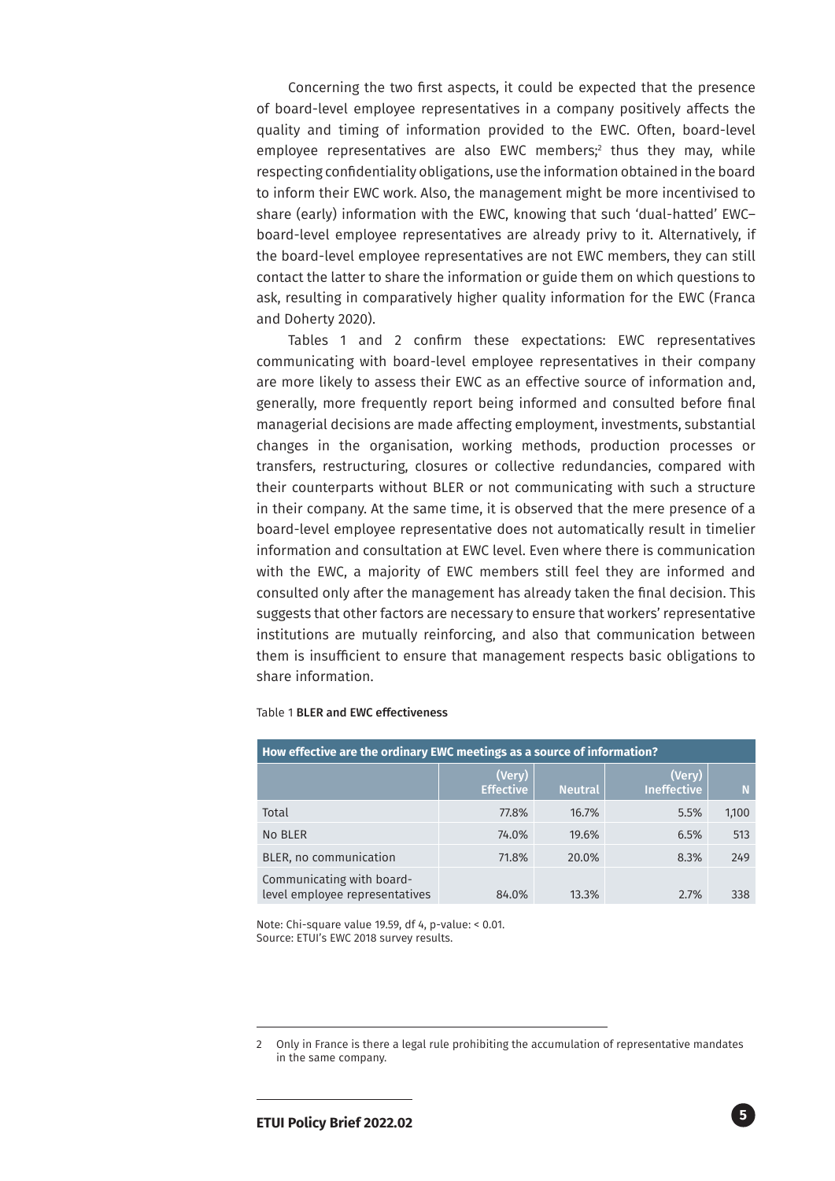Concerning the two first aspects, it could be expected that the presence of board-level employee representatives in a company positively affects the quality and timing of information provided to the EWC. Often, board-level employee representatives are also EWC members;[2] thus they may, while respecting confidentiality obligations, use the information obtained in the board to inform their EWC work. Also, the management might be more incentivised to share (early) information with the EWC, knowing that such 'dual-hatted' EWC–board-level employee representatives are already privy to it. Alternatively, if the board-level employee representatives are not EWC members, they can still contact the latter to share the information or guide them on which questions to ask, resulting in comparatively higher quality information for the EWC (Franca and Doherty 2020).

Tables 1 and 2 confirm these expectations: EWC representatives communicating with board-level employee representatives in their company are more likely to assess their EWC as an effective source of information and, generally, more frequently report being informed and consulted before final managerial decisions are made affecting employment, investments, substantial changes in the organisation, working methods, production processes or transfers, restructuring, closures or collective redundancies, compared with their counterparts without BLER or not communicating with such a structure in their company. At the same time, it is observed that the mere presence of a board-level employee representative does not automatically result in timelier information and consultation at EWC level. Even where there is communication with the EWC, a majority of EWC members still feel they are informed and consulted only after the management has already taken the final decision. This suggests that other factors are necessary to ensure that workers' representative institutions are mutually reinforcing, and also that communication between them is insufficient to ensure that management respects basic obligations to share information.

Table 1 **BLER and EWC effectiveness**

| How effective are the ordinary EWC meetings as a source of information? | | | | |
|---|---|---|---|---|
| | (Very) Effective | Neutral | (Very) Ineffective | N |
| Total | 77.8% | 16.7% | 5.5% | 1,100 |
| No BLER | 74.0% | 19.6% | 6.5% | 513 |
| BLER, no communication | 71.8% | 20.0% | 8.3% | 249 |
| Communicating with board-level employee representatives | 84.0% | 13.3% | 2.7% | 338 |

Note: Chi-square value 19.59, df 4, p-value: < 0.01.
Source: ETUI's EWC 2018 survey results.

[2] Only in France is there a legal rule prohibiting the accumulation of representative mandates in the same company.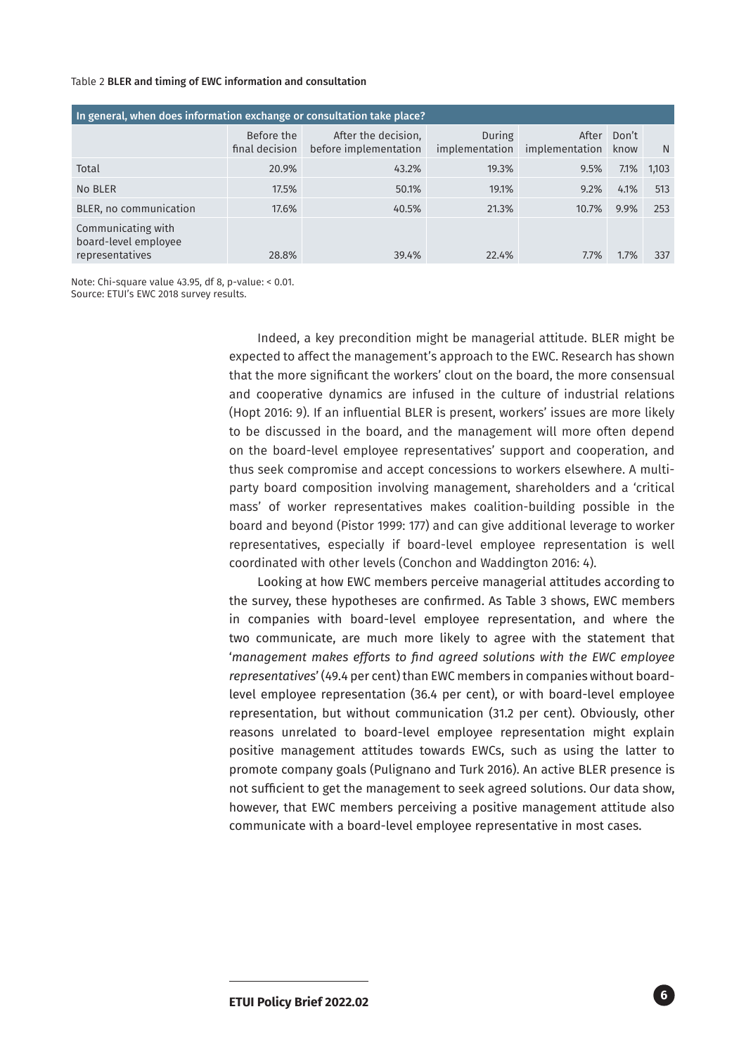Table 2 **BLER and timing of EWC information and consultation**

| In general, when does information exchange or consultation take place? | | | | | | |
|---|---|---|---|---|---|---|
| | Before the final decision | After the decision, before implementation | During implementation | After implementation | Don't know | N |
| Total | 20.9% | 43.2% | 19.3% | 9.5% | 7.1% | 1,103 |
| No BLER | 17.5% | 50.1% | 19.1% | 9.2% | 4.1% | 513 |
| BLER, no communication | 17.6% | 40.5% | 21.3% | 10.7% | 9.9% | 253 |
| Communicating with board-level employee representatives | 28.8% | 39.4% | 22.4% | 7.7% | 1.7% | 337 |

Note: Chi-square value 43.95, df 8, p-value: < 0.01.
Source: ETUI's EWC 2018 survey results.

Indeed, a key precondition might be managerial attitude. BLER might be expected to affect the management's approach to the EWC. Research has shown that the more significant the workers' clout on the board, the more consensual and cooperative dynamics are infused in the culture of industrial relations (Hopt 2016: 9). If an influential BLER is present, workers' issues are more likely to be discussed in the board, and the management will more often depend on the board-level employee representatives' support and cooperation, and thus seek compromise and accept concessions to workers elsewhere. A multi-party board composition involving management, shareholders and a 'critical mass' of worker representatives makes coalition-building possible in the board and beyond (Pistor 1999: 177) and can give additional leverage to worker representatives, especially if board-level employee representation is well coordinated with other levels (Conchon and Waddington 2016: 4).

Looking at how EWC members perceive managerial attitudes according to the survey, these hypotheses are confirmed. As Table 3 shows, EWC members in companies with board-level employee representation, and where the two communicate, are much more likely to agree with the statement that '*management makes efforts to find agreed solutions with the EWC employee representatives*' (49.4 per cent) than EWC members in companies without board-level employee representation (36.4 per cent), or with board-level employee representation, but without communication (31.2 per cent). Obviously, other reasons unrelated to board-level employee representation might explain positive management attitudes towards EWCs, such as using the latter to promote company goals (Pulignano and Turk 2016). An active BLER presence is not sufficient to get the management to seek agreed solutions. Our data show, however, that EWC members perceiving a positive management attitude also communicate with a board-level employee representative in most cases.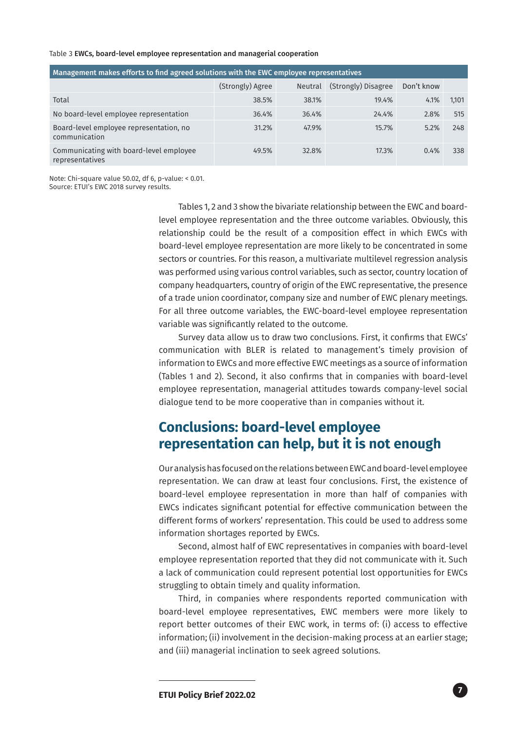Table 3 **EWCs, board-level employee representation and managerial cooperation**

| Management makes efforts to find agreed solutions with the EWC employee representatives | | | | | |
|---|---|---|---|---|---|
| | (Strongly) Agree | Neutral | (Strongly) Disagree | Don't know | |
| Total | 38.5% | 38.1% | 19.4% | 4.1% | 1,101 |
| No board-level employee representation | 36.4% | 36.4% | 24.4% | 2.8% | 515 |
| Board-level employee representation, no communication | 31.2% | 47.9% | 15.7% | 5.2% | 248 |
| Communicating with board-level employee representatives | 49.5% | 32.8% | 17.3% | 0.4% | 338 |

Note: Chi-square value 50.02, df 6, p-value: < 0.01.
Source: ETUI's EWC 2018 survey results.

Tables 1, 2 and 3 show the bivariate relationship between the EWC and board-level employee representation and the three outcome variables. Obviously, this relationship could be the result of a composition effect in which EWCs with board-level employee representation are more likely to be concentrated in some sectors or countries. For this reason, a multivariate multilevel regression analysis was performed using various control variables, such as sector, country location of company headquarters, country of origin of the EWC representative, the presence of a trade union coordinator, company size and number of EWC plenary meetings. For all three outcome variables, the EWC-board-level employee representation variable was significantly related to the outcome.

Survey data allow us to draw two conclusions. First, it confirms that EWCs' communication with BLER is related to management's timely provision of information to EWCs and more effective EWC meetings as a source of information (Tables 1 and 2). Second, it also confirms that in companies with board-level employee representation, managerial attitudes towards company-level social dialogue tend to be more cooperative than in companies without it.

## Conclusions: board-level employee representation can help, but it is not enough

Our analysis has focused on the relations between EWC and board-level employee representation. We can draw at least four conclusions. First, the existence of board-level employee representation in more than half of companies with EWCs indicates significant potential for effective communication between the different forms of workers' representation. This could be used to address some information shortages reported by EWCs.

Second, almost half of EWC representatives in companies with board-level employee representation reported that they did not communicate with it. Such a lack of communication could represent potential lost opportunities for EWCs struggling to obtain timely and quality information.

Third, in companies where respondents reported communication with board-level employee representatives, EWC members were more likely to report better outcomes of their EWC work, in terms of: (i) access to effective information; (ii) involvement in the decision-making process at an earlier stage; and (iii) managerial inclination to seek agreed solutions.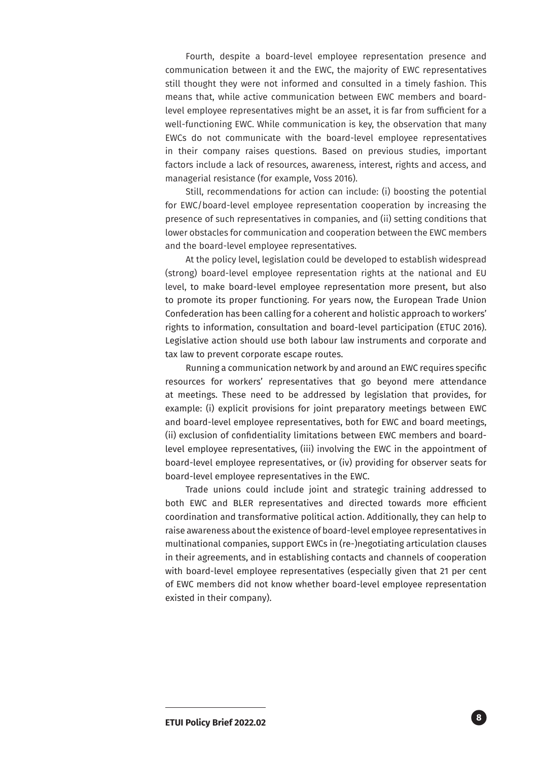Fourth, despite a board-level employee representation presence and communication between it and the EWC, the majority of EWC representatives still thought they were not informed and consulted in a timely fashion. This means that, while active communication between EWC members and board-level employee representatives might be an asset, it is far from sufficient for a well-functioning EWC. While communication is key, the observation that many EWCs do not communicate with the board-level employee representatives in their company raises questions. Based on previous studies, important factors include a lack of resources, awareness, interest, rights and access, and managerial resistance (for example, Voss 2016).

Still, recommendations for action can include: (i) boosting the potential for EWC/board-level employee representation cooperation by increasing the presence of such representatives in companies, and (ii) setting conditions that lower obstacles for communication and cooperation between the EWC members and the board-level employee representatives.

At the policy level, legislation could be developed to establish widespread (strong) board-level employee representation rights at the national and EU level, to make board-level employee representation more present, but also to promote its proper functioning. For years now, the European Trade Union Confederation has been calling for a coherent and holistic approach to workers' rights to information, consultation and board-level participation (ETUC 2016). Legislative action should use both labour law instruments and corporate and tax law to prevent corporate escape routes.

Running a communication network by and around an EWC requires specific resources for workers' representatives that go beyond mere attendance at meetings. These need to be addressed by legislation that provides, for example: (i) explicit provisions for joint preparatory meetings between EWC and board-level employee representatives, both for EWC and board meetings, (ii) exclusion of confidentiality limitations between EWC members and board-level employee representatives, (iii) involving the EWC in the appointment of board-level employee representatives, or (iv) providing for observer seats for board-level employee representatives in the EWC.

Trade unions could include joint and strategic training addressed to both EWC and BLER representatives and directed towards more efficient coordination and transformative political action. Additionally, they can help to raise awareness about the existence of board-level employee representatives in multinational companies, support EWCs in (re-)negotiating articulation clauses in their agreements, and in establishing contacts and channels of cooperation with board-level employee representatives (especially given that 21 per cent of EWC members did not know whether board-level employee representation existed in their company).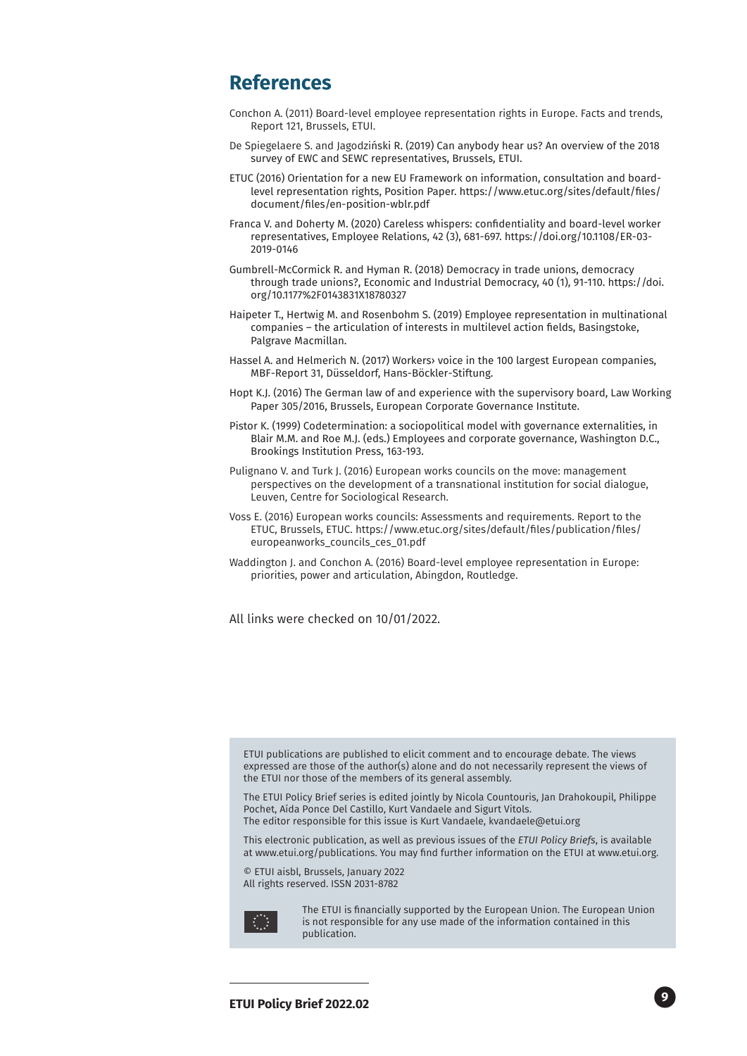## References

Conchon A. (2011) Board-level employee representation rights in Europe. Facts and trends, Report 121, Brussels, ETUI.

De Spiegelaere S. and Jagodziński R. (2019) Can anybody hear us? An overview of the 2018 survey of EWC and SEWC representatives, Brussels, ETUI.

ETUC (2016) Orientation for a new EU Framework on information, consultation and board-level representation rights, Position Paper. https://www.etuc.org/sites/default/files/document/files/en-position-wblr.pdf

Franca V. and Doherty M. (2020) Careless whispers: confidentiality and board-level worker representatives, Employee Relations, 42 (3), 681-697. https://doi.org/10.1108/ER-03-2019-0146

Gumbrell-McCormick R. and Hyman R. (2018) Democracy in trade unions, democracy through trade unions?, Economic and Industrial Democracy, 40 (1), 91-110. https://doi.org/10.1177%2F0143831X18780327

Haipeter T., Hertwig M. and Rosenbohm S. (2019) Employee representation in multinational companies – the articulation of interests in multilevel action fields, Basingstoke, Palgrave Macmillan.

Hassel A. and Helmerich N. (2017) Workers› voice in the 100 largest European companies, MBF-Report 31, Düsseldorf, Hans-Böckler-Stiftung.

Hopt K.J. (2016) The German law of and experience with the supervisory board, Law Working Paper 305/2016, Brussels, European Corporate Governance Institute.

Pistor K. (1999) Codetermination: a sociopolitical model with governance externalities, in Blair M.M. and Roe M.J. (eds.) Employees and corporate governance, Washington D.C., Brookings Institution Press, 163-193.

Pulignano V. and Turk J. (2016) European works councils on the move: management perspectives on the development of a transnational institution for social dialogue, Leuven, Centre for Sociological Research.

Voss E. (2016) European works councils: Assessments and requirements. Report to the ETUC, Brussels, ETUC. https://www.etuc.org/sites/default/files/publication/files/europeanworks_councils_ces_01.pdf

Waddington J. and Conchon A. (2016) Board-level employee representation in Europe: priorities, power and articulation, Abingdon, Routledge.

All links were checked on 10/01/2022.

ETUI publications are published to elicit comment and to encourage debate. The views expressed are those of the author(s) alone and do not necessarily represent the views of the ETUI nor those of the members of its general assembly.

The ETUI Policy Brief series is edited jointly by Nicola Countouris, Jan Drahokoupil, Philippe Pochet, Aída Ponce Del Castillo, Kurt Vandaele and Sigurt Vitols.
The editor responsible for this issue is Kurt Vandaele, kvandaele@etui.org

This electronic publication, as well as previous issues of the *ETUI Policy Briefs*, is available at www.etui.org/publications. You may find further information on the ETUI at www.etui.org.

© ETUI aisbl, Brussels, January 2022
All rights reserved. ISSN 2031-8782

The ETUI is financially supported by the European Union. The European Union is not responsible for any use made of the information contained in this publication.